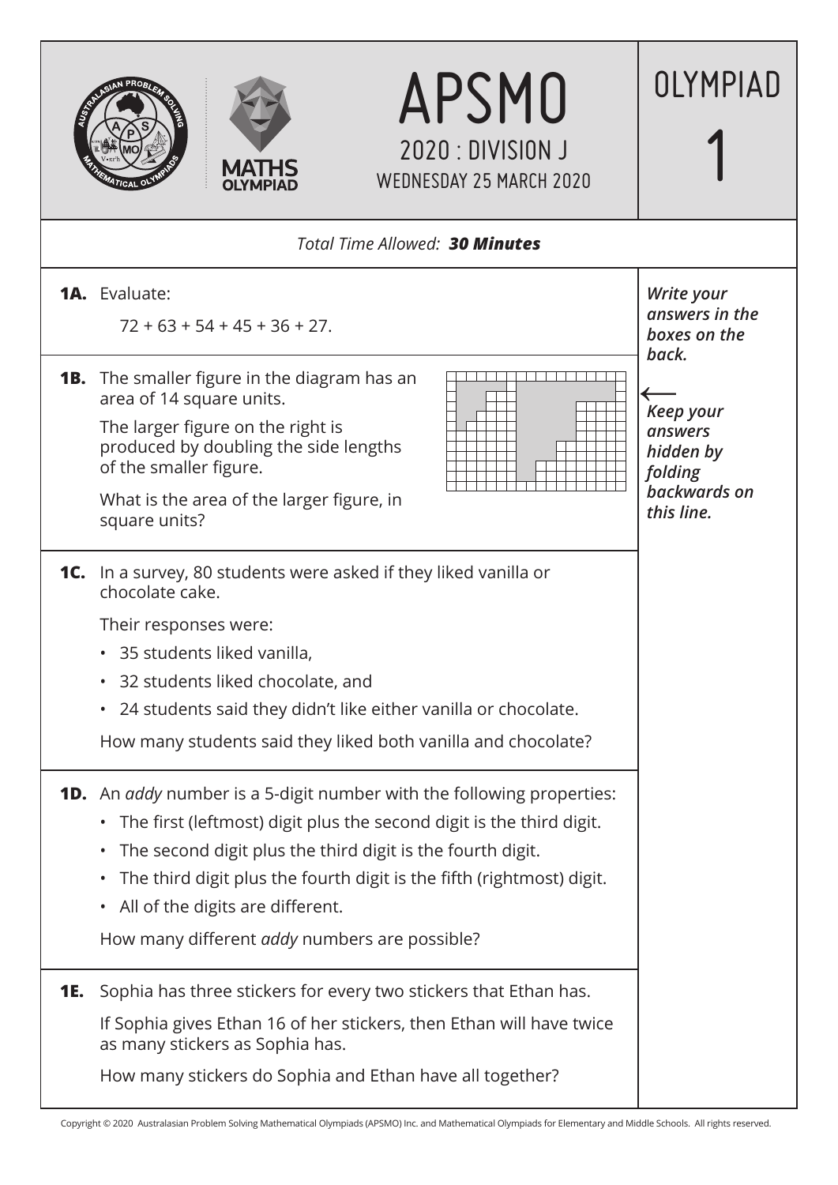# APSMO

## 2020 : DIVISION J

WEDNESDAY 25 MARCH 2020

# OLYMPIAD 1

*Total Time Allowed:* ***30 Minutes***

***Write your answers in the boxes on the back.***

***Keep your answers hidden by folding backwards on this line.***

**1A.** Evaluate:

$72 + 63 + 54 + 45 + 36 + 27$.

**1B.** The smaller figure in the diagram has an area of 14 square units.

The larger figure on the right is produced by doubling the side lengths of the smaller figure.

What is the area of the larger figure, in square units?

**1C.** In a survey, 80 students were asked if they liked vanilla or chocolate cake.

Their responses were:

- 35 students liked vanilla,
- 32 students liked chocolate, and
- 24 students said they didn't like either vanilla or chocolate.

How many students said they liked both vanilla and chocolate?

**1D.** An *addy* number is a 5-digit number with the following properties:

- The first (leftmost) digit plus the second digit is the third digit.
- The second digit plus the third digit is the fourth digit.
- The third digit plus the fourth digit is the fifth (rightmost) digit.
- All of the digits are different.

How many different *addy* numbers are possible?

**1E.** Sophia has three stickers for every two stickers that Ethan has.

If Sophia gives Ethan 16 of her stickers, then Ethan will have twice as many stickers as Sophia has.

How many stickers do Sophia and Ethan have all together?

Copyright © 2020 Australasian Problem Solving Mathematical Olympiads (APSMO) Inc. and Mathematical Olympiads for Elementary and Middle Schools. All rights reserved.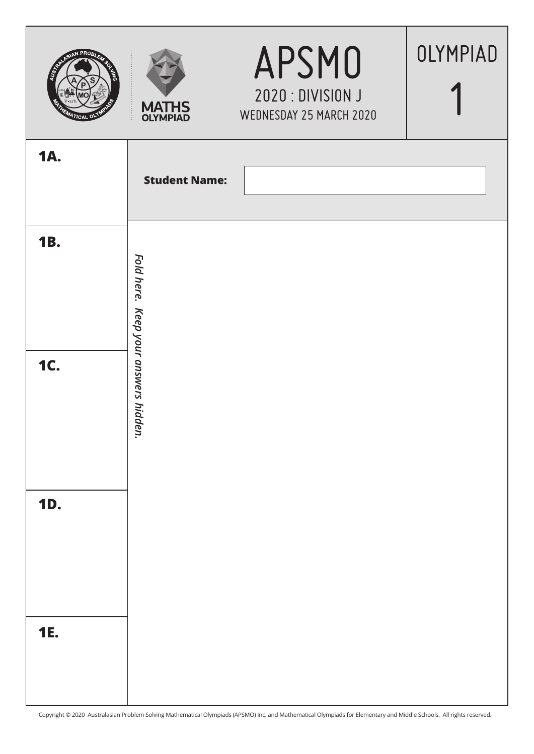# APSMO

## 2020 : DIVISION J

WEDNESDAY 25 MARCH 2020

OLYMPIAD 1

MATHS OLYMPIAD

**1A.**

**Student Name:**

**1B.**

*Fold here. Keep your answers hidden.*

**1C.**

**1D.**

**1E.**

Copyright © 2020 Australasian Problem Solving Mathematical Olympiads (APSMO) Inc. and Mathematical Olympiads for Elementary and Middle Schools. All rights reserved.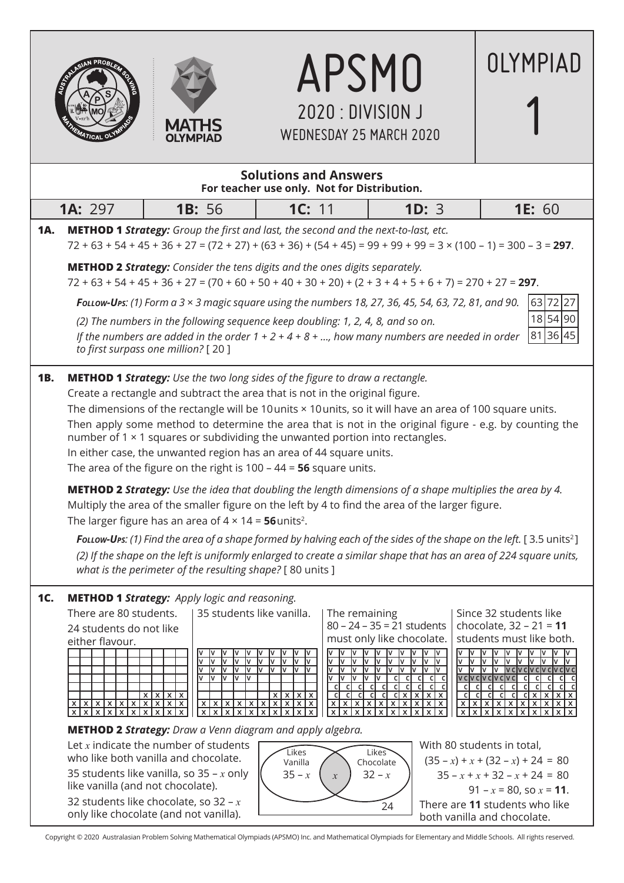# APSMO 2020 : DIVISION J

WEDNESDAY 25 MARCH 2020

OLYMPIAD 1

**Solutions and Answers**
**For teacher use only. Not for Distribution.**

| **1A:** 297 | **1B:** 56 | **1C:** 11 | **1D:** 3 | **1E:** 60 |
|---|---|---|---|---|

**1A.** **METHOD 1** ***Strategy:*** *Group the first and last, the second and the next-to-last, etc.*

72 + 63 + 54 + 45 + 36 + 27 = (72 + 27) + (63 + 36) + (54 + 45) = 99 + 99 + 99 = 3 × (100 – 1) = 300 – 3 = **297**.

**METHOD 2** ***Strategy:*** *Consider the tens digits and the ones digits separately.*

72 + 63 + 54 + 45 + 36 + 27 = (70 + 60 + 50 + 40 + 30 + 20) + (2 + 3 + 4 + 5 + 6 + 7) = 270 + 27 = **297**.

***Follow-Ups:*** *(1) Form a 3 × 3 magic square using the numbers 18, 27, 36, 45, 54, 63, 72, 81, and 90.*

| 63 | 72 | 27 |
|---|---|---|
| 18 | 54 | 90 |
| 81 | 36 | 45 |

*(2) The numbers in the following sequence keep doubling: 1, 2, 4, 8, and so on.*
*If the numbers are added in the order 1 + 2 + 4 + 8 + ..., how many numbers are needed in order to first surpass one million?* [ 20 ]

**1B.** **METHOD 1** ***Strategy:*** *Use the two long sides of the figure to draw a rectangle.*

Create a rectangle and subtract the area that is not in the original figure.

The dimensions of the rectangle will be 10 units × 10 units, so it will have an area of 100 square units.

Then apply some method to determine the area that is not in the original figure - e.g. by counting the number of 1 × 1 squares or subdividing the unwanted portion into rectangles.

In either case, the unwanted region has an area of 44 square units.

The area of the figure on the right is 100 – 44 = **56** square units.

**METHOD 2** ***Strategy:*** *Use the idea that doubling the length dimensions of a shape multiplies the area by 4.*

Multiply the area of the smaller figure on the left by 4 to find the area of the larger figure.

The larger figure has an area of 4 × 14 = **56** units$^2$.

***Follow-Ups:*** *(1) Find the area of a shape formed by halving each of the sides of the shape on the left.* [ 3.5 units$^2$ ]

*(2) If the shape on the left is uniformly enlarged to create a similar shape that has an area of 224 square units, what is the perimeter of the resulting shape?* [ 80 units ]

**1C.** **METHOD 1** ***Strategy:*** *Apply logic and reasoning.*

There are 80 students. 24 students do not like either flavour.

35 students like vanilla.

The remaining 80 – 24 – 35 = 21 students must only like chocolate.

Since 32 students like chocolate, 32 – 21 = **11** students must like both.

**METHOD 2** ***Strategy:*** *Draw a Venn diagram and apply algebra.*

Let $x$ indicate the number of students who like both vanilla and chocolate.

35 students like vanilla, so $35 - x$ only like vanilla (and not chocolate).

32 students like chocolate, so $32 - x$ only like chocolate (and not vanilla).

Likes Vanilla: $35 - x$; both: $x$; Likes Chocolate: $32 - x$; neither: 24

With 80 students in total,

$(35 - x) + x + (32 - x) + 24 = 80$

$35 - x + x + 32 - x + 24 = 80$

$91 - x = 80$, so $x = $ **11**.

There are **11** students who like both vanilla and chocolate.

Copyright © 2020 Australasian Problem Solving Mathematical Olympiads (APSMO) Inc. and Mathematical Olympiads for Elementary and Middle Schools. All rights reserved.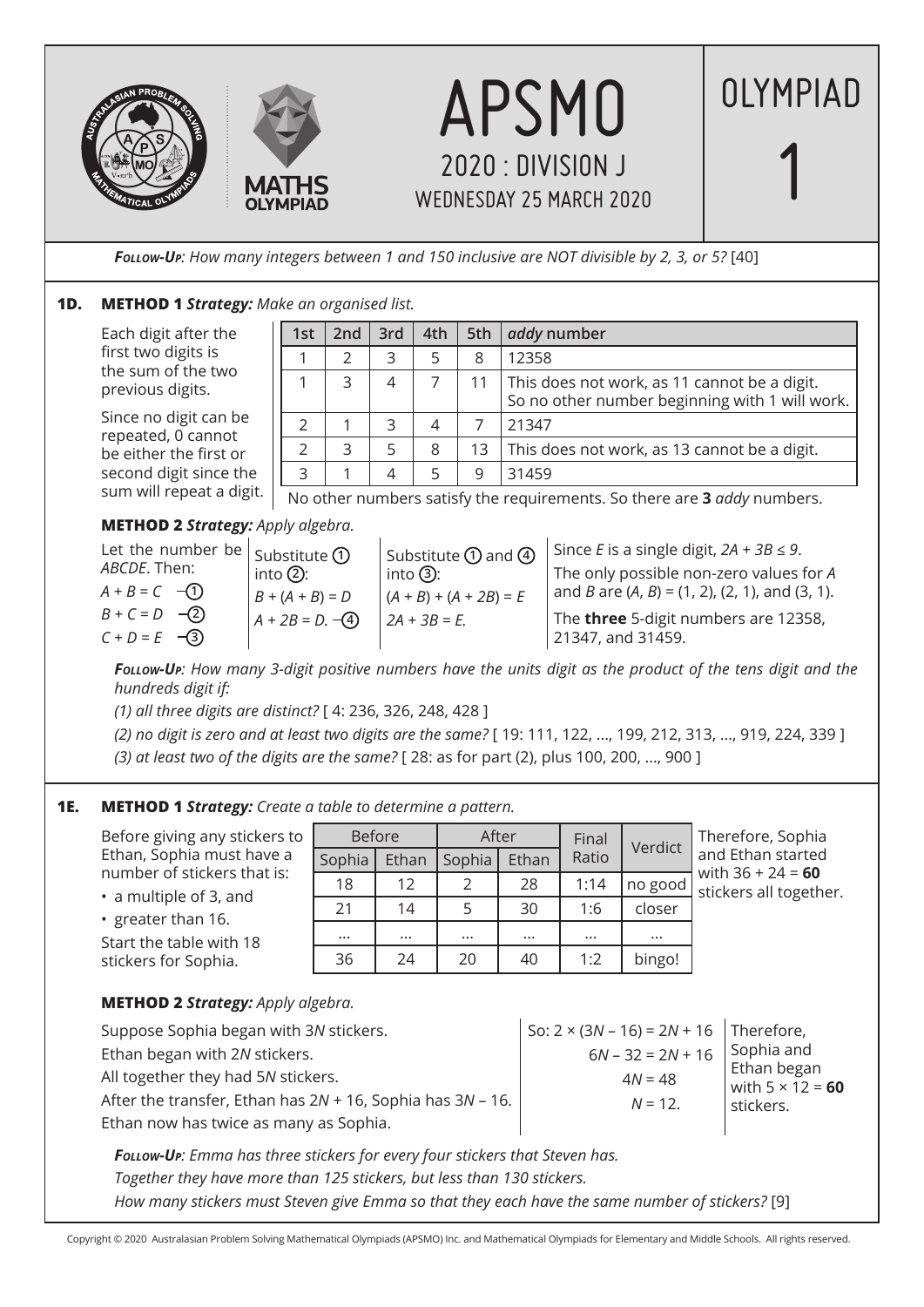*Follow-Up: How many integers between 1 and 150 inclusive are NOT divisible by 2, 3, or 5?* [40]

## 1D. METHOD 1 *Strategy: Make an organised list.*

Each digit after the first two digits is the sum of the two previous digits.

Since no digit can be repeated, 0 cannot be either the first or second digit since the sum will repeat a digit.

| 1st | 2nd | 3rd | 4th | 5th | *addy* number |
|---|---|---|---|---|---|
| 1 | 2 | 3 | 5 | 8 | 12358 |
| 1 | 3 | 4 | 7 | 11 | This does not work, as 11 cannot be a digit. So no other number beginning with 1 will work. |
| 2 | 1 | 3 | 4 | 7 | 21347 |
| 2 | 3 | 5 | 8 | 13 | This does not work, as 13 cannot be a digit. |
| 3 | 1 | 4 | 5 | 9 | 31459 |

No other numbers satisfy the requirements. So there are **3** *addy* numbers.

### METHOD 2 *Strategy: Apply algebra.*

Let the number be *ABCDE*. Then:

$A + B = C$ —①

$B + C = D$ —②

$C + D = E$ —③

Substitute ① into ②:

$B + (A + B) = D$

$A + 2B = D$. —④

Substitute ① and ④ into ③:

$(A + B) + (A + 2B) = E$

$2A + 3B = E$.

Since $E$ is a single digit, $2A + 3B \le 9$.

The only possible non-zero values for $A$ and $B$ are $(A, B) = (1, 2), (2, 1)$, and $(3, 1)$.

The **three** 5-digit numbers are 12358, 21347, and 31459.

*Follow-Up: How many 3-digit positive numbers have the units digit as the product of the tens digit and the hundreds digit if:*

*(1) all three digits are distinct?* [ 4: 236, 326, 248, 428 ]

*(2) no digit is zero and at least two digits are the same?* [ 19: 111, 122, ..., 199, 212, 313, ..., 919, 224, 339 ]

*(3) at least two of the digits are the same?* [ 28: as for part (2), plus 100, 200, ..., 900 ]

## 1E. METHOD 1 *Strategy: Create a table to determine a pattern.*

Before giving any stickers to Ethan, Sophia must have a number of stickers that is:

- a multiple of 3, and
- greater than 16.

Start the table with 18 stickers for Sophia.

| Before | | After | | Final Ratio | Verdict |
|---|---|---|---|---|---|
| Sophia | Ethan | Sophia | Ethan | | |
| 18 | 12 | 2 | 28 | 1:14 | no good |
| 21 | 14 | 5 | 30 | 1:6 | closer |
| ... | ... | ... | ... | ... | ... |
| 36 | 24 | 20 | 40 | 1:2 | bingo! |

Therefore, Sophia and Ethan started with 36 + 24 = **60** stickers all together.

### METHOD 2 *Strategy: Apply algebra.*

Suppose Sophia began with $3N$ stickers.

Ethan began with $2N$ stickers.

All together they had $5N$ stickers.

After the transfer, Ethan has $2N + 16$, Sophia has $3N - 16$.

Ethan now has twice as many as Sophia.

So: $2 \times (3N - 16) = 2N + 16$

$6N - 32 = 2N + 16$

$4N = 48$

$N = 12$.

Therefore, Sophia and Ethan began with $5 \times 12 =$ **60** stickers.

*Follow-Up: Emma has three stickers for every four stickers that Steven has.*
*Together they have more than 125 stickers, but less than 130 stickers.*
*How many stickers must Steven give Emma so that they each have the same number of stickers?* [9]